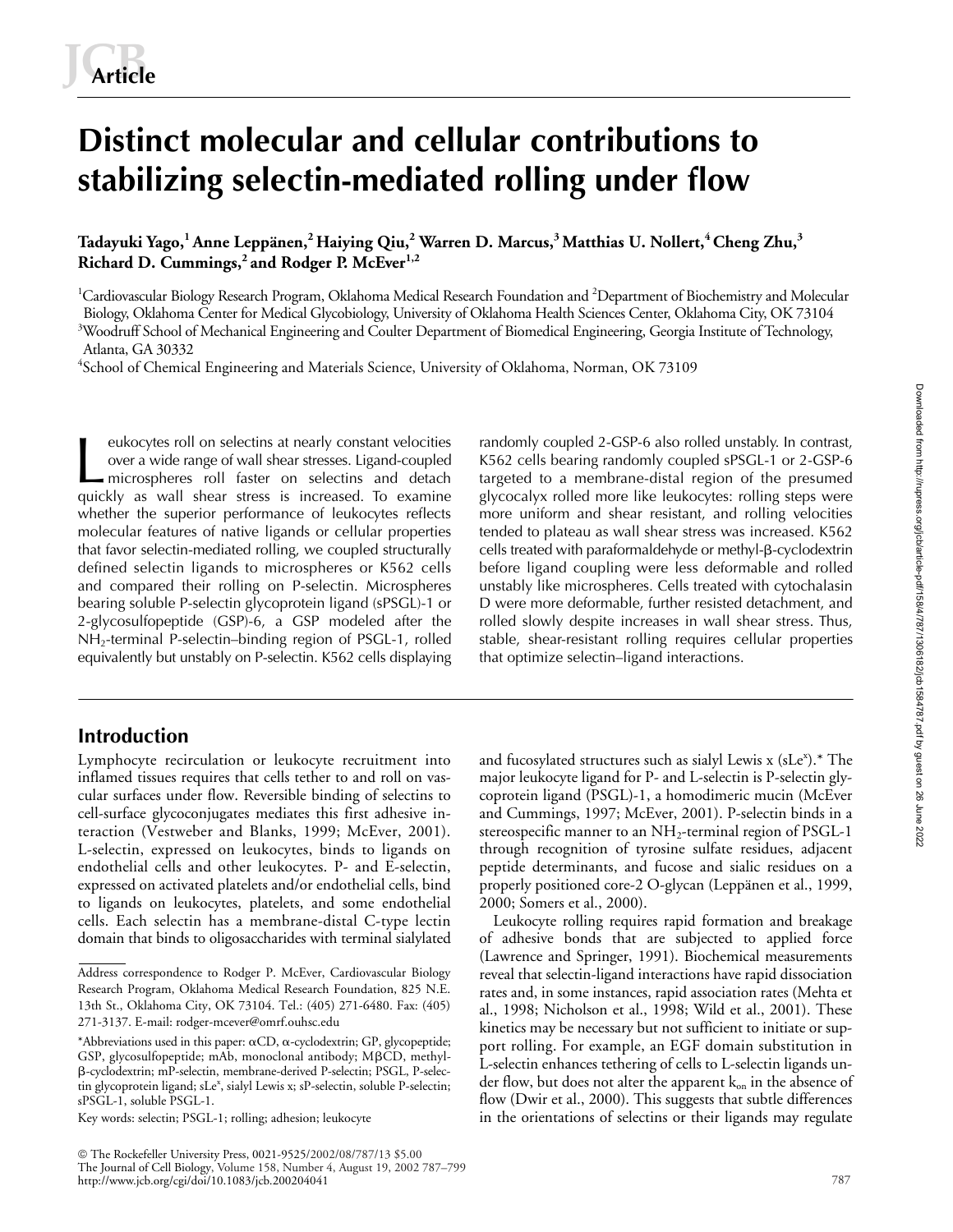**Article**

# Distinct molecular and cellular contributions to stabilizing selectin-mediated rolling under flow

**Tadayuki Yago,[1] Anne Leppänen,[2] Haiying Qiu,[2] Warren D. Marcus,[3] Matthias U. Nollert,[4] Cheng Zhu,[3] Richard D. Cummings,[2] and Rodger P. McEver[1,2]**

[1]Cardiovascular Biology Research Program, Oklahoma Medical Research Foundation and [2]Department of Biochemistry and Molecular Biology, Oklahoma Center for Medical Glycobiology, University of Oklahoma Health Sciences Center, Oklahoma City, OK 73104
[3]Woodruff School of Mechanical Engineering and Coulter Department of Biomedical Engineering, Georgia Institute of Technology, Atlanta, GA 30332
[4]School of Chemical Engineering and Materials Science, University of Oklahoma, Norman, OK 73109

Leukocytes roll on selectins at nearly constant velocities over a wide range of wall shear stresses. Ligand-coupled microspheres roll faster on selectins and detach quickly as wall shear stress is increased. To examine whether the superior performance of leukocytes reflects molecular features of native ligands or cellular properties that favor selectin-mediated rolling, we coupled structurally defined selectin ligands to microspheres or K562 cells and compared their rolling on P-selectin. Microspheres bearing soluble P-selectin glycoprotein ligand (sPSGL)-1 or 2-glycosulfopeptide (GSP)-6, a GSP modeled after the $NH_2$-terminal P-selectin–binding region of PSGL-1, rolled equivalently but unstably on P-selectin. K562 cells displaying randomly coupled 2-GSP-6 also rolled unstably. In contrast, K562 cells bearing randomly coupled sPSGL-1 or 2-GSP-6 targeted to a membrane-distal region of the presumed glycocalyx rolled more like leukocytes: rolling steps were more uniform and shear resistant, and rolling velocities tended to plateau as wall shear stress was increased. K562 cells treated with paraformaldehyde or methyl-β-cyclodextrin before ligand coupling were less deformable and rolled unstably like microspheres. Cells treated with cytochalasin D were more deformable, further resisted detachment, and rolled slowly despite increases in wall shear stress. Thus, stable, shear-resistant rolling requires cellular properties that optimize selectin–ligand interactions.

## Introduction

Lymphocyte recirculation or leukocyte recruitment into inflamed tissues requires that cells tether to and roll on vascular surfaces under flow. Reversible binding of selectins to cell-surface glycoconjugates mediates this first adhesive interaction (Vestweber and Blanks, 1999; McEver, 2001). L-selectin, expressed on leukocytes, binds to ligands on endothelial cells and other leukocytes. P- and E-selectin, expressed on activated platelets and/or endothelial cells, bind to ligands on leukocytes, platelets, and some endothelial cells. Each selectin has a membrane-distal C-type lectin domain that binds to oligosaccharides with terminal sialylated and fucosylated structures such as sialyl Lewis x ($sLe^x$).* The major leukocyte ligand for P- and L-selectin is P-selectin glycoprotein ligand (PSGL)-1, a homodimeric mucin (McEver and Cummings, 1997; McEver, 2001). P-selectin binds in a stereospecific manner to an $NH_2$-terminal region of PSGL-1 through recognition of tyrosine sulfate residues, adjacent peptide determinants, and fucose and sialic residues on a properly positioned core-2 O-glycan (Leppänen et al., 1999, 2000; Somers et al., 2000).

Leukocyte rolling requires rapid formation and breakage of adhesive bonds that are subjected to applied force (Lawrence and Springer, 1991). Biochemical measurements reveal that selectin-ligand interactions have rapid dissociation rates and, in some instances, rapid association rates (Mehta et al., 1998; Nicholson et al., 1998; Wild et al., 2001). These kinetics may be necessary but not sufficient to initiate or support rolling. For example, an EGF domain substitution in L-selectin enhances tethering of cells to L-selectin ligands under flow, but does not alter the apparent $k_{on}$ in the absence of flow (Dwir et al., 2000). This suggests that subtle differences in the orientations of selectins or their ligands may regulate

Address correspondence to Rodger P. McEver, Cardiovascular Biology Research Program, Oklahoma Medical Research Foundation, 825 N.E. 13th St., Oklahoma City, OK 73104. Tel.: (405) 271-6480. Fax: (405) 271-3137. E-mail: rodger-mcever@omrf.ouhsc.edu

*Abbreviations used in this paper: αCD, α-cyclodextrin; GP, glycopeptide; GSP, glycosulfopeptide; mAb, monoclonal antibody; MβCD, methyl-β-cyclodextrin; mP-selectin, membrane-derived P-selectin; PSGL, P-selectin glycoprotein ligand; $sLe^x$, sialyl Lewis x; sP-selectin, soluble P-selectin; sPSGL-1, soluble PSGL-1.

Key words: selectin; PSGL-1; rolling; adhesion; leukocyte

© The Rockefeller University Press, 0021-9525/2002/08/787/13 $5.00
The Journal of Cell Biology, Volume 158, Number 4, August 19, 2002 787–799
http://www.jcb.org/cgi/doi/10.1083/jcb.200204041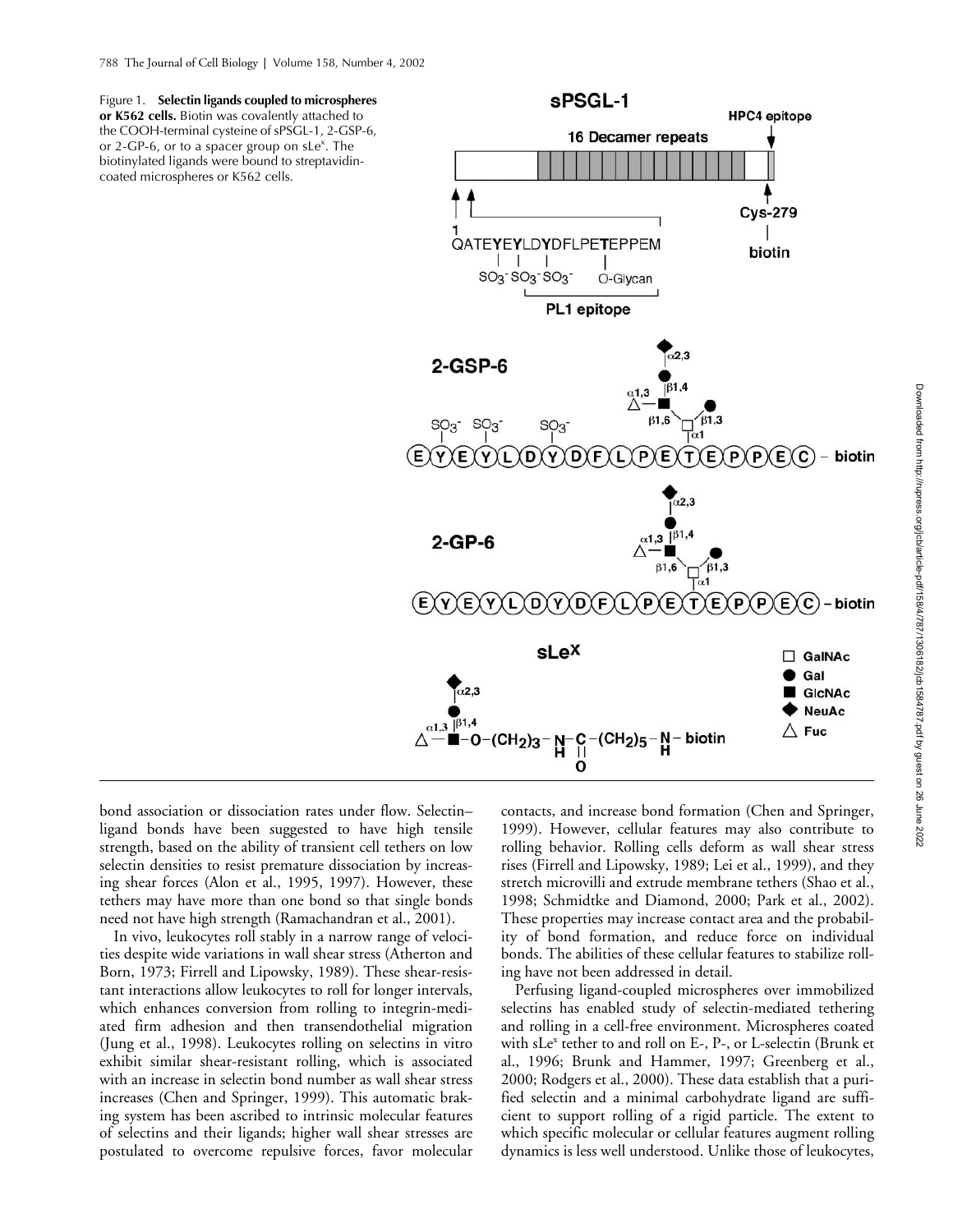Figure 1. **Selectin ligands coupled to microspheres or K562 cells.** Biotin was covalently attached to the COOH-terminal cysteine of sPSGL-1, 2-GSP-6, or 2-GP-6, or to a spacer group on sLe$^x$. The biotinylated ligands were bound to streptavidin-coated microspheres or K562 cells.

bond association or dissociation rates under flow. Selectin–ligand bonds have been suggested to have high tensile strength, based on the ability of transient cell tethers on low selectin densities to resist premature dissociation by increasing shear forces (Alon et al., 1995, 1997). However, these tethers may have more than one bond so that single bonds need not have high strength (Ramachandran et al., 2001).

In vivo, leukocytes roll stably in a narrow range of velocities despite wide variations in wall shear stress (Atherton and Born, 1973; Firrell and Lipowsky, 1989). These shear-resistant interactions allow leukocytes to roll for longer intervals, which enhances conversion from rolling to integrin-mediated firm adhesion and then transendothelial migration (Jung et al., 1998). Leukocytes rolling on selectins in vitro exhibit similar shear-resistant rolling, which is associated with an increase in selectin bond number as wall shear stress increases (Chen and Springer, 1999). This automatic braking system has been ascribed to intrinsic molecular features of selectins and their ligands; higher wall shear stresses are postulated to overcome repulsive forces, favor molecular contacts, and increase bond formation (Chen and Springer, 1999). However, cellular features may also contribute to rolling behavior. Rolling cells deform as wall shear stress rises (Firrell and Lipowsky, 1989; Lei et al., 1999), and they stretch microvilli and extrude membrane tethers (Shao et al., 1998; Schmidtke and Diamond, 2000; Park et al., 2002). These properties may increase contact area and the probability of bond formation, and reduce force on individual bonds. The abilities of these cellular features to stabilize rolling have not been addressed in detail.

Perfusing ligand-coupled microspheres over immobilized selectins has enabled study of selectin-mediated tethering and rolling in a cell-free environment. Microspheres coated with sLe$^x$ tether to and roll on E-, P-, or L-selectin (Brunk et al., 1996; Brunk and Hammer, 1997; Greenberg et al., 2000; Rodgers et al., 2000). These data establish that a purified selectin and a minimal carbohydrate ligand are sufficient to support rolling of a rigid particle. The extent to which specific molecular or cellular features augment rolling dynamics is less well understood. Unlike those of leukocytes,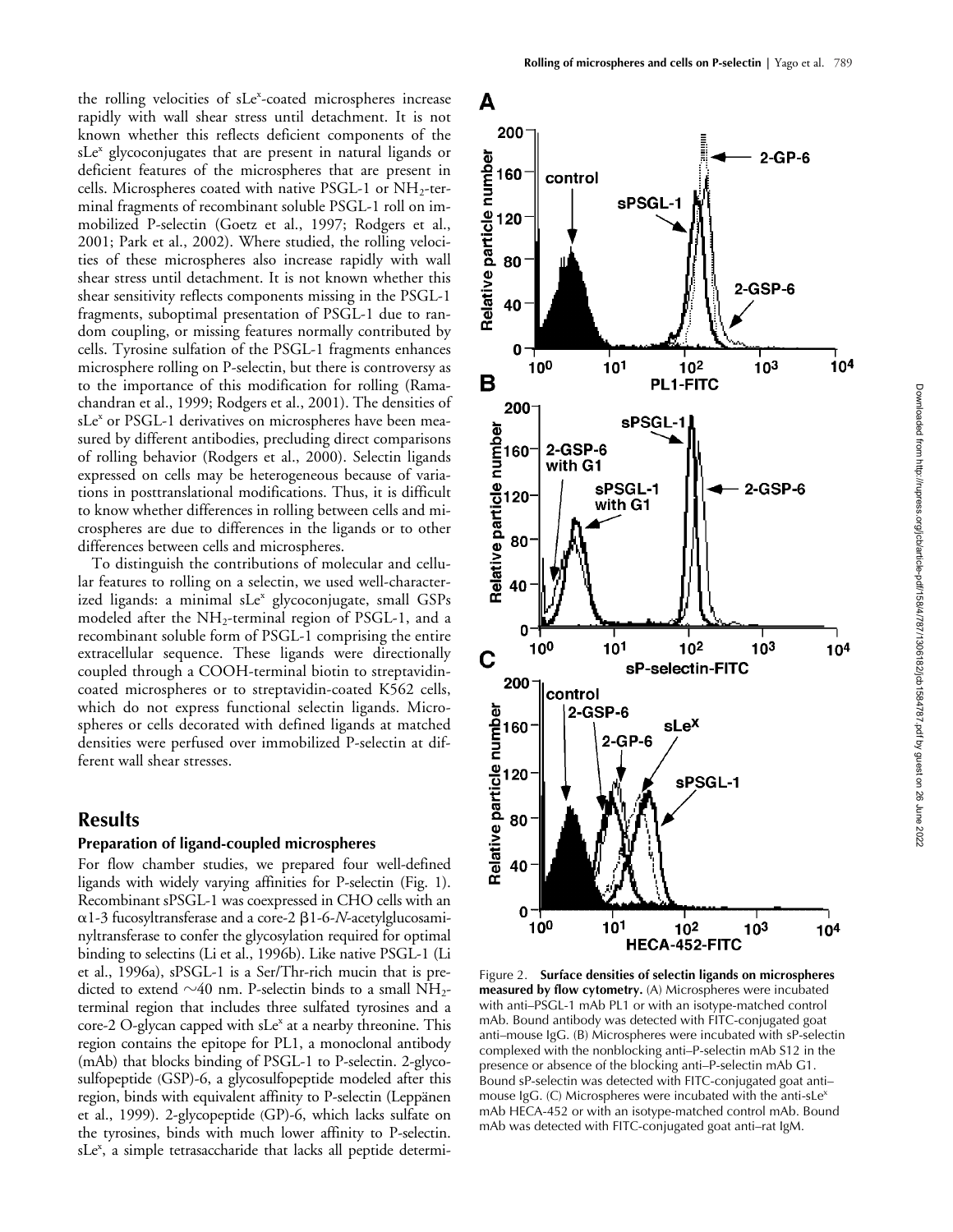the rolling velocities of sLe$^x$-coated microspheres increase rapidly with wall shear stress until detachment. It is not known whether this reflects deficient components of the sLe$^x$ glycoconjugates that are present in natural ligands or deficient features of the microspheres that are present in cells. Microspheres coated with native PSGL-1 or $NH_2$-terminal fragments of recombinant soluble PSGL-1 roll on immobilized P-selectin (Goetz et al., 1997; Rodgers et al., 2001; Park et al., 2002). Where studied, the rolling velocities of these microspheres also increase rapidly with wall shear stress until detachment. It is not known whether this shear sensitivity reflects components missing in the PSGL-1 fragments, suboptimal presentation of PSGL-1 due to random coupling, or missing features normally contributed by cells. Tyrosine sulfation of the PSGL-1 fragments enhances microsphere rolling on P-selectin, but there is controversy as to the importance of this modification for rolling (Ramachandran et al., 1999; Rodgers et al., 2001). The densities of sLe$^x$ or PSGL-1 derivatives on microspheres have been measured by different antibodies, precluding direct comparisons of rolling behavior (Rodgers et al., 2000). Selectin ligands expressed on cells may be heterogeneous because of variations in posttranslational modifications. Thus, it is difficult to know whether differences in rolling between cells and microspheres are due to differences in the ligands or to other differences between cells and microspheres.

To distinguish the contributions of molecular and cellular features to rolling on a selectin, we used well-characterized ligands: a minimal sLe$^x$ glycoconjugate, small GSPs modeled after the $NH_2$-terminal region of PSGL-1, and a recombinant soluble form of PSGL-1 comprising the entire extracellular sequence. These ligands were directionally coupled through a COOH-terminal biotin to streptavidin-coated microspheres or to streptavidin-coated K562 cells, which do not express functional selectin ligands. Microspheres or cells decorated with defined ligands at matched densities were perfused over immobilized P-selectin at different wall shear stresses.

## Results

### Preparation of ligand-coupled microspheres

For flow chamber studies, we prepared four well-defined ligands with widely varying affinities for P-selectin (Fig. 1). Recombinant sPSGL-1 was coexpressed in CHO cells with an α1-3 fucosyltransferase and a core-2 β1-6-*N*-acetylglucosaminyltransferase to confer the glycosylation required for optimal binding to selectins (Li et al., 1996b). Like native PSGL-1 (Li et al., 1996a), sPSGL-1 is a Ser/Thr-rich mucin that is predicted to extend ~40 nm. P-selectin binds to a small $NH_2$-terminal region that includes three sulfated tyrosines and a core-2 O-glycan capped with sLe$^x$ at a nearby threonine. This region contains the epitope for PL1, a monoclonal antibody (mAb) that blocks binding of PSGL-1 to P-selectin. 2-glycosulfopeptide (GSP)-6, a glycosulfopeptide modeled after this region, binds with equivalent affinity to P-selectin (Leppänen et al., 1999). 2-glycopeptide (GP)-6, which lacks sulfate on the tyrosines, binds with much lower affinity to P-selectin. sLe$^x$, a simple tetrasaccharide that lacks all peptide determi-

Figure 2. **Surface densities of selectin ligands on microspheres measured by flow cytometry.** (A) Microspheres were incubated with anti–PSGL-1 mAb PL1 or with an isotype-matched control mAb. Bound antibody was detected with FITC-conjugated goat anti–mouse IgG. (B) Microspheres were incubated with sP-selectin complexed with the nonblocking anti–P-selectin mAb S12 in the presence or absence of the blocking anti–P-selectin mAb G1. Bound sP-selectin was detected with FITC-conjugated goat anti–mouse IgG. (C) Microspheres were incubated with the anti-sLe$^x$ mAb HECA-452 or with an isotype-matched control mAb. Bound mAb was detected with FITC-conjugated goat anti–rat IgM.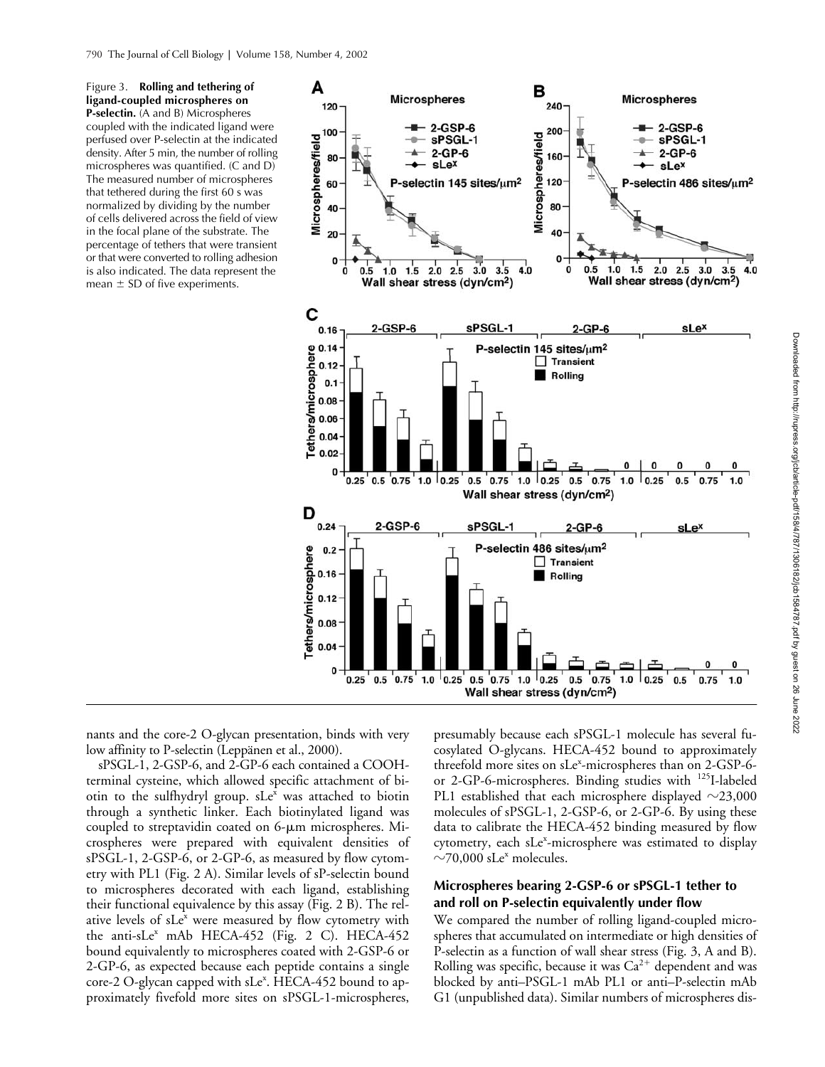Figure 3. **Rolling and tethering of ligand-coupled microspheres on P-selectin.** (A and B) Microspheres coupled with the indicated ligand were perfused over P-selectin at the indicated density. After 5 min, the number of rolling microspheres was quantified. (C and D) The measured number of microspheres that tethered during the first 60 s was normalized by dividing by the number of cells delivered across the field of view in the focal plane of the substrate. The percentage of tethers that were transient or that were converted to rolling adhesion is also indicated. The data represent the mean ± SD of five experiments.

nants and the core-2 O-glycan presentation, binds with very low affinity to P-selectin (Leppänen et al., 2000).

sPSGL-1, 2-GSP-6, and 2-GP-6 each contained a COOH-terminal cysteine, which allowed specific attachment of biotin to the sulfhydryl group. sLe$^x$ was attached to biotin through a synthetic linker. Each biotinylated ligand was coupled to streptavidin coated on 6-μm microspheres. Microspheres were prepared with equivalent densities of sPSGL-1, 2-GSP-6, or 2-GP-6, as measured by flow cytometry with PL1 (Fig. 2 A). Similar levels of sP-selectin bound to microspheres decorated with each ligand, establishing their functional equivalence by this assay (Fig. 2 B). The relative levels of sLe$^x$ were measured by flow cytometry with the anti-sLe$^x$ mAb HECA-452 (Fig. 2 C). HECA-452 bound equivalently to microspheres coated with 2-GSP-6 or 2-GP-6, as expected because each peptide contains a single core-2 O-glycan capped with sLe$^x$. HECA-452 bound to approximately fivefold more sites on sPSGL-1-microspheres, presumably because each sPSGL-1 molecule has several fucosylated O-glycans. HECA-452 bound to approximately threefold more sites on sLe$^x$-microspheres than on 2-GSP-6- or 2-GP-6-microspheres. Binding studies with $^{125}$I-labeled PL1 established that each microsphere displayed ~23,000 molecules of sPSGL-1, 2-GSP-6, or 2-GP-6. By using these data to calibrate the HECA-452 binding measured by flow cytometry, each sLe$^x$-microsphere was estimated to display ~70,000 sLe$^x$ molecules.

### Microspheres bearing 2-GSP-6 or sPSGL-1 tether to and roll on P-selectin equivalently under flow

We compared the number of rolling ligand-coupled microspheres that accumulated on intermediate or high densities of P-selectin as a function of wall shear stress (Fig. 3, A and B). Rolling was specific, because it was $Ca^{2+}$ dependent and was blocked by anti–PSGL-1 mAb PL1 or anti–P-selectin mAb G1 (unpublished data). Similar numbers of microspheres dis-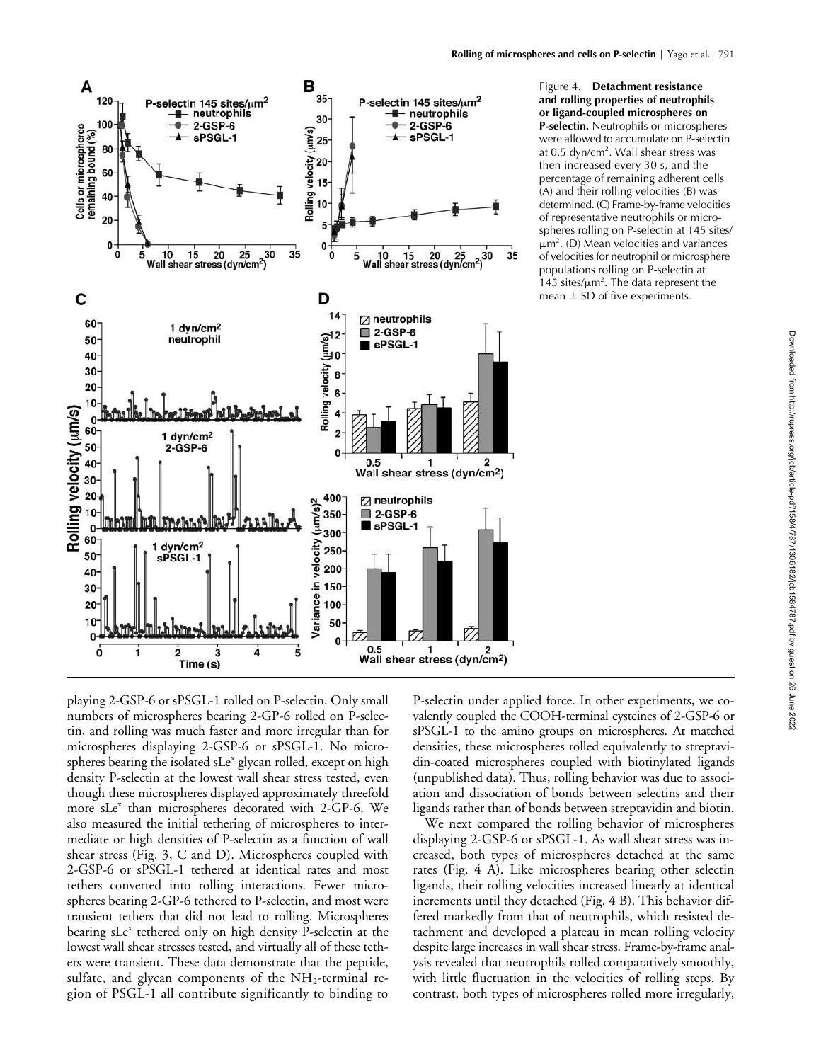Figure 4. **Detachment resistance and rolling properties of neutrophils or ligand-coupled microspheres on P-selectin.** Neutrophils or microspheres were allowed to accumulate on P-selectin at 0.5 dyn/cm$^2$. Wall shear stress was then increased every 30 s, and the percentage of remaining adherent cells (A) and their rolling velocities (B) was determined. (C) Frame-by-frame velocities of representative neutrophils or microspheres rolling on P-selectin at 145 sites/μm$^2$. (D) Mean velocities and variances of velocities for neutrophil or microsphere populations rolling on P-selectin at 145 sites/μm$^2$. The data represent the mean ± SD of five experiments.

playing 2-GSP-6 or sPSGL-1 rolled on P-selectin. Only small numbers of microspheres bearing 2-GP-6 rolled on P-selectin, and rolling was much faster and more irregular than for microspheres displaying 2-GSP-6 or sPSGL-1. No microspheres bearing the isolated sLe$^x$ glycan rolled, except on high density P-selectin at the lowest wall shear stress tested, even though these microspheres displayed approximately threefold more sLe$^x$ than microspheres decorated with 2-GP-6. We also measured the initial tethering of microspheres to intermediate or high densities of P-selectin as a function of wall shear stress (Fig. 3, C and D). Microspheres coupled with 2-GSP-6 or sPSGL-1 tethered at identical rates and most tethers converted into rolling interactions. Fewer microspheres bearing 2-GP-6 tethered to P-selectin, and most were transient tethers that did not lead to rolling. Microspheres bearing sLe$^x$ tethered only on high density P-selectin at the lowest wall shear stresses tested, and virtually all of these tethers were transient. These data demonstrate that the peptide, sulfate, and glycan components of the $NH_2$-terminal region of PSGL-1 all contribute significantly to binding to P-selectin under applied force. In other experiments, we covalently coupled the COOH-terminal cysteines of 2-GSP-6 or sPSGL-1 to the amino groups on microspheres. At matched densities, these microspheres rolled equivalently to streptavidin-coated microspheres coupled with biotinylated ligands (unpublished data). Thus, rolling behavior was due to association and dissociation of bonds between selectins and their ligands rather than of bonds between streptavidin and biotin.

We next compared the rolling behavior of microspheres displaying 2-GSP-6 or sPSGL-1. As wall shear stress was increased, both types of microspheres detached at the same rates (Fig. 4 A). Like microspheres bearing other selectin ligands, their rolling velocities increased linearly at identical increments until they detached (Fig. 4 B). This behavior differed markedly from that of neutrophils, which resisted detachment and developed a plateau in mean rolling velocity despite large increases in wall shear stress. Frame-by-frame analysis revealed that neutrophils rolled comparatively smoothly, with little fluctuation in the velocities of rolling steps. By contrast, both types of microspheres rolled more irregularly,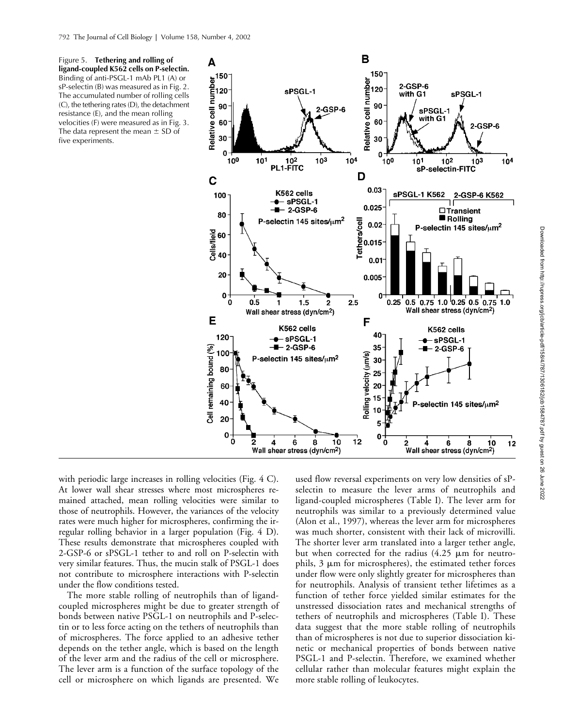Figure 5. **Tethering and rolling of ligand-coupled K562 cells on P-selectin.** Binding of anti-PSGL-1 mAb PL1 (A) or sP-selectin (B) was measured as in Fig. 2. The accumulated number of rolling cells (C), the tethering rates (D), the detachment resistance (E), and the mean rolling velocities (F) were measured as in Fig. 3. The data represent the mean ± SD of five experiments.

with periodic large increases in rolling velocities (Fig. 4 C). At lower wall shear stresses where most microspheres remained attached, mean rolling velocities were similar to those of neutrophils. However, the variances of the velocity rates were much higher for microspheres, confirming the irregular rolling behavior in a larger population (Fig. 4 D). These results demonstrate that microspheres coupled with 2-GSP-6 or sPSGL-1 tether to and roll on P-selectin with very similar features. Thus, the mucin stalk of PSGL-1 does not contribute to microsphere interactions with P-selectin under the flow conditions tested.

The more stable rolling of neutrophils than of ligand-coupled microspheres might be due to greater strength of bonds between native PSGL-1 on neutrophils and P-selectin or to less force acting on the tethers of neutrophils than of microspheres. The force applied to an adhesive tether depends on the tether angle, which is based on the length of the lever arm and the radius of the cell or microsphere. The lever arm is a function of the surface topology of the cell or microsphere on which ligands are presented. We used flow reversal experiments on very low densities of sP-selectin to measure the lever arms of neutrophils and ligand-coupled microspheres (Table I). The lever arm for neutrophils was similar to a previously determined value (Alon et al., 1997), whereas the lever arm for microspheres was much shorter, consistent with their lack of microvilli. The shorter lever arm translated into a larger tether angle, but when corrected for the radius (4.25 μm for neutrophils, 3 μm for microspheres), the estimated tether forces under flow were only slightly greater for microspheres than for neutrophils. Analysis of transient tether lifetimes as a function of tether force yielded similar estimates for the unstressed dissociation rates and mechanical strengths of tethers of neutrophils and microspheres (Table I). These data suggest that the more stable rolling of neutrophils than of microspheres is not due to superior dissociation kinetic or mechanical properties of bonds between native PSGL-1 and P-selectin. Therefore, we examined whether cellular rather than molecular features might explain the more stable rolling of leukocytes.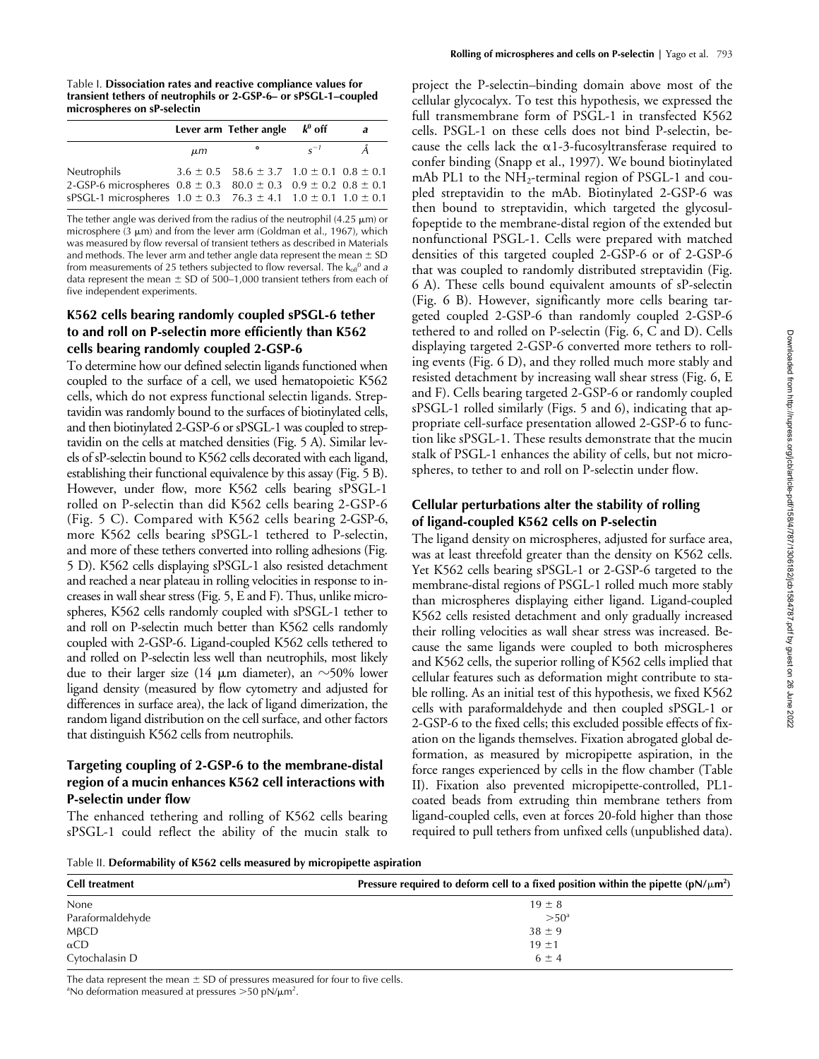Table I. **Dissociation rates and reactive compliance values for transient tethers of neutrophils or 2-GSP-6– or sPSGL-1–coupled microspheres on sP-selectin**

| | Lever arm | Tether angle | $k^0$ off | $a$ |
|---|---|---|---|---|
| | $\mu m$ | ° | $s^{-1}$ | Å |
| Neutrophils | 3.6 ± 0.5 | 58.6 ± 3.7 | 1.0 ± 0.1 | 0.8 ± 0.1 |
| 2-GSP-6 microspheres | 0.8 ± 0.3 | 80.0 ± 0.3 | 0.9 ± 0.2 | 0.8 ± 0.1 |
| sPSGL-1 microspheres | 1.0 ± 0.3 | 76.3 ± 4.1 | 1.0 ± 0.1 | 1.0 ± 0.1 |

The tether angle was derived from the radius of the neutrophil (4.25 μm) or microsphere (3 μm) and from the lever arm (Goldman et al., 1967), which was measured by flow reversal of transient tethers as described in Materials and methods. The lever arm and tether angle data represent the mean ± SD from measurements of 25 tethers subjected to flow reversal. The $k_{off}^0$ and $a$ data represent the mean ± SD of 500–1,000 transient tethers from each of five independent experiments.

### K562 cells bearing randomly coupled sPSGL-6 tether to and roll on P-selectin more efficiently than K562 cells bearing randomly coupled 2-GSP-6

To determine how our defined selectin ligands functioned when coupled to the surface of a cell, we used hematopoietic K562 cells, which do not express functional selectin ligands. Streptavidin was randomly bound to the surfaces of biotinylated cells, and then biotinylated 2-GSP-6 or sPSGL-1 was coupled to streptavidin on the cells at matched densities (Fig. 5 A). Similar levels of sP-selectin bound to K562 cells decorated with each ligand, establishing their functional equivalence by this assay (Fig. 5 B). However, under flow, more K562 cells bearing sPSGL-1 rolled on P-selectin than did K562 cells bearing 2-GSP-6 (Fig. 5 C). Compared with K562 cells bearing 2-GSP-6, more K562 cells bearing sPSGL-1 tethered to P-selectin, and more of these tethers converted into rolling adhesions (Fig. 5 D). K562 cells displaying sPSGL-1 also resisted detachment and reached a near plateau in rolling velocities in response to increases in wall shear stress (Fig. 5, E and F). Thus, unlike microspheres, K562 cells randomly coupled with sPSGL-1 tether to and roll on P-selectin much better than K562 cells randomly coupled with 2-GSP-6. Ligand-coupled K562 cells tethered to and rolled on P-selectin less well than neutrophils, most likely due to their larger size (14 μm diameter), an ~50% lower ligand density (measured by flow cytometry and adjusted for differences in surface area), the lack of ligand dimerization, the random ligand distribution on the cell surface, and other factors that distinguish K562 cells from neutrophils.

### Targeting coupling of 2-GSP-6 to the membrane-distal region of a mucin enhances K562 cell interactions with P-selectin under flow

The enhanced tethering and rolling of K562 cells bearing sPSGL-1 could reflect the ability of the mucin stalk to project the P-selectin–binding domain above most of the cellular glycocalyx. To test this hypothesis, we expressed the full transmembrane form of PSGL-1 in transfected K562 cells. PSGL-1 on these cells does not bind P-selectin, because the cells lack the α1-3-fucosyltransferase required to confer binding (Snapp et al., 1997). We bound biotinylated mAb PL1 to the $NH_2$-terminal region of PSGL-1 and coupled streptavidin to the mAb. Biotinylated 2-GSP-6 was then bound to streptavidin, which targeted the glycosulfopeptide to the membrane-distal region of the extended but nonfunctional PSGL-1. Cells were prepared with matched densities of this targeted coupled 2-GSP-6 or of 2-GSP-6 that was coupled to randomly distributed streptavidin (Fig. 6 A). These cells bound equivalent amounts of sP-selectin (Fig. 6 B). However, significantly more cells bearing targeted coupled 2-GSP-6 than randomly coupled 2-GSP-6 tethered to and rolled on P-selectin (Fig. 6, C and D). Cells displaying targeted 2-GSP-6 converted more tethers to rolling events (Fig. 6 D), and they rolled much more stably and resisted detachment by increasing wall shear stress (Fig. 6, E and F). Cells bearing targeted 2-GSP-6 or randomly coupled sPSGL-1 rolled similarly (Figs. 5 and 6), indicating that appropriate cell-surface presentation allowed 2-GSP-6 to function like sPSGL-1. These results demonstrate that the mucin stalk of PSGL-1 enhances the ability of cells, but not microspheres, to tether to and roll on P-selectin under flow.

### Cellular perturbations alter the stability of rolling of ligand-coupled K562 cells on P-selectin

The ligand density on microspheres, adjusted for surface area, was at least threefold greater than the density on K562 cells. Yet K562 cells bearing sPSGL-1 or 2-GSP-6 targeted to the membrane-distal regions of PSGL-1 rolled much more stably than microspheres displaying either ligand. Ligand-coupled K562 cells resisted detachment and only gradually increased their rolling velocities as wall shear stress was increased. Because the same ligands were coupled to both microspheres and K562 cells, the superior rolling of K562 cells implied that cellular features such as deformation might contribute to stable rolling. As an initial test of this hypothesis, we fixed K562 cells with paraformaldehyde and then coupled sPSGL-1 or 2-GSP-6 to the fixed cells; this excluded possible effects of fixation on the ligands themselves. Fixation abrogated global deformation, as measured by micropipette aspiration, in the force ranges experienced by cells in the flow chamber (Table II). Fixation also prevented micropipette-controlled, PL1-coated beads from extruding thin membrane tethers from ligand-coupled cells, even at forces 20-fold higher than those required to pull tethers from unfixed cells (unpublished data).

Table II. **Deformability of K562 cells measured by micropipette aspiration**

| Cell treatment | Pressure required to deform cell to a fixed position within the pipette (pN/μm²) |
|---|---|
| None | 19 ± 8 |
| Paraformaldehyde | >50[a] |
| MβCD | 38 ± 9 |
| αCD | 19 ±1 |
| Cytochalasin D | 6 ± 4 |

The data represent the mean ± SD of pressures measured for four to five cells.
[a]No deformation measured at pressures >50 pN/μm².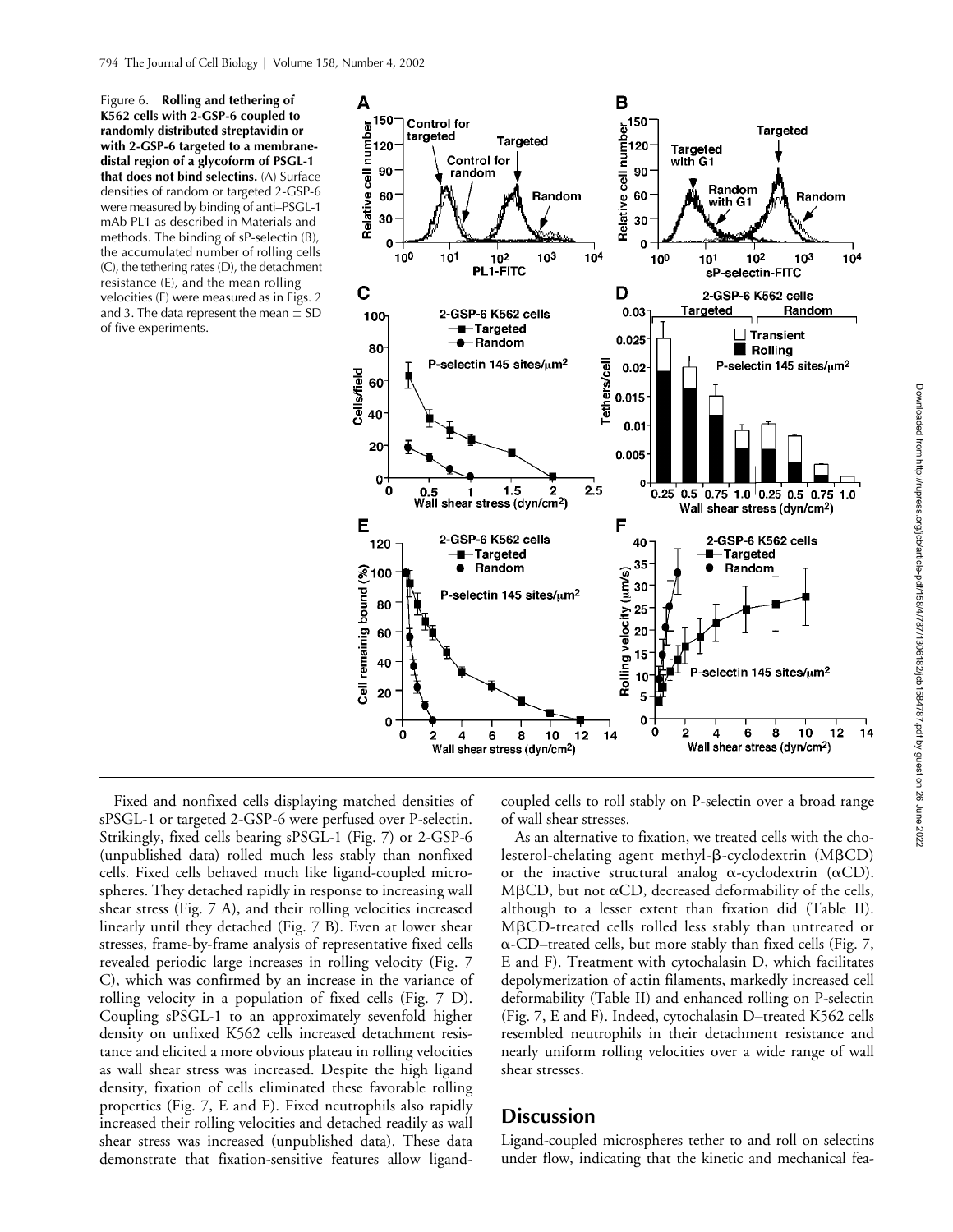Figure 6. **Rolling and tethering of K562 cells with 2-GSP-6 coupled to randomly distributed streptavidin or with 2-GSP-6 targeted to a membrane-distal region of a glycoform of PSGL-1 that does not bind selectins.** (A) Surface densities of random or targeted 2-GSP-6 were measured by binding of anti–PSGL-1 mAb PL1 as described in Materials and methods. The binding of sP-selectin (B), the accumulated number of rolling cells (C), the tethering rates (D), the detachment resistance (E), and the mean rolling velocities (F) were measured as in Figs. 2 and 3. The data represent the mean ± SD of five experiments.

Fixed and nonfixed cells displaying matched densities of sPSGL-1 or targeted 2-GSP-6 were perfused over P-selectin. Strikingly, fixed cells bearing sPSGL-1 (Fig. 7) or 2-GSP-6 (unpublished data) rolled much less stably than nonfixed cells. Fixed cells behaved much like ligand-coupled microspheres. They detached rapidly in response to increasing wall shear stress (Fig. 7 A), and their rolling velocities increased linearly until they detached (Fig. 7 B). Even at lower shear stresses, frame-by-frame analysis of representative fixed cells revealed periodic large increases in rolling velocity (Fig. 7 C), which was confirmed by an increase in the variance of rolling velocity in a population of fixed cells (Fig. 7 D). Coupling sPSGL-1 to an approximately sevenfold higher density on unfixed K562 cells increased detachment resistance and elicited a more obvious plateau in rolling velocities as wall shear stress was increased. Despite the high ligand density, fixation of cells eliminated these favorable rolling properties (Fig. 7, E and F). Fixed neutrophils also rapidly increased their rolling velocities and detached readily as wall shear stress was increased (unpublished data). These data demonstrate that fixation-sensitive features allow ligand-coupled cells to roll stably on P-selectin over a broad range of wall shear stresses.

As an alternative to fixation, we treated cells with the cholesterol-chelating agent methyl-β-cyclodextrin (MβCD) or the inactive structural analog α-cyclodextrin (αCD). MβCD, but not αCD, decreased deformability of the cells, although to a lesser extent than fixation did (Table II). MβCD-treated cells rolled less stably than untreated or α-CD–treated cells, but more stably than fixed cells (Fig. 7, E and F). Treatment with cytochalasin D, which facilitates depolymerization of actin filaments, markedly increased cell deformability (Table II) and enhanced rolling on P-selectin (Fig. 7, E and F). Indeed, cytochalasin D–treated K562 cells resembled neutrophils in their detachment resistance and nearly uniform rolling velocities over a wide range of wall shear stresses.

## Discussion

Ligand-coupled microspheres tether to and roll on selectins under flow, indicating that the kinetic and mechanical fea-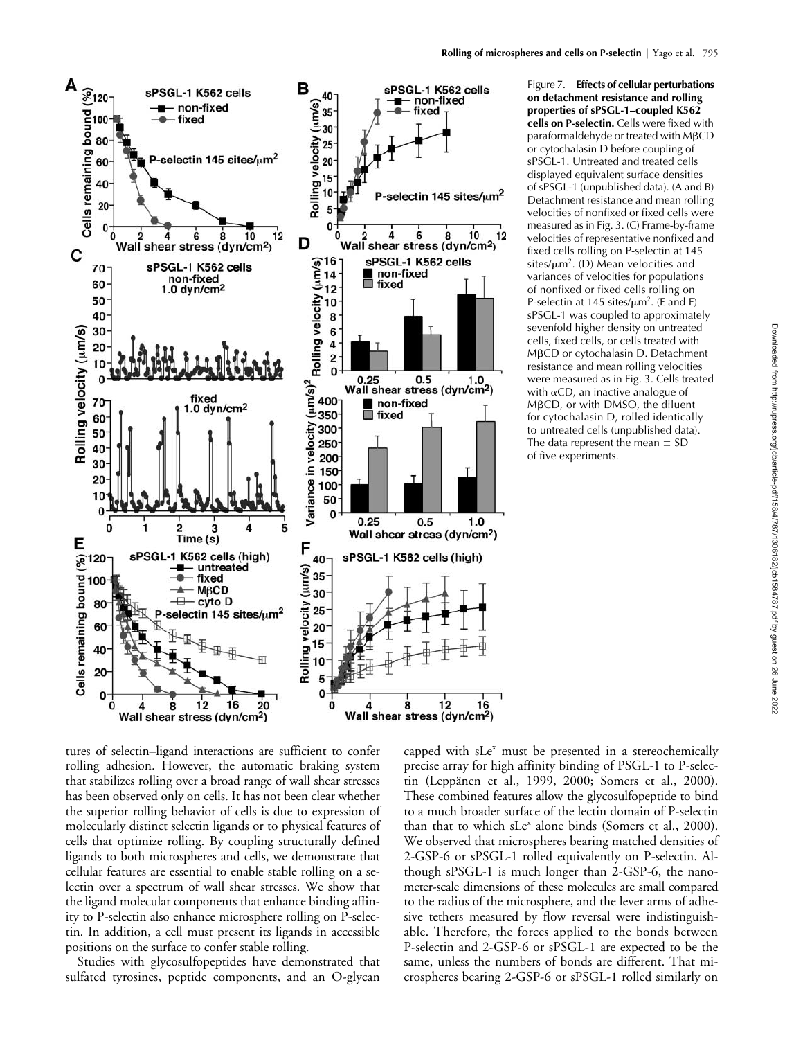Figure 7. **Effects of cellular perturbations on detachment resistance and rolling properties of sPSGL-1–coupled K562 cells on P-selectin.** Cells were fixed with paraformaldehyde or treated with MβCD or cytochalasin D before coupling of sPSGL-1. Untreated and treated cells displayed equivalent surface densities of sPSGL-1 (unpublished data). (A and B) Detachment resistance and mean rolling velocities of nonfixed or fixed cells were measured as in Fig. 3. (C) Frame-by-frame velocities of representative nonfixed and fixed cells rolling on P-selectin at 145 sites/$\mu m^2$. (D) Mean velocities and variances of velocities for populations of nonfixed or fixed cells rolling on P-selectin at 145 sites/$\mu m^2$. (E and F) sPSGL-1 was coupled to approximately sevenfold higher density on untreated cells, fixed cells, or cells treated with MβCD or cytochalasin D. Detachment resistance and mean rolling velocities were measured as in Fig. 3. Cells treated with αCD, an inactive analogue of MβCD, or with DMSO, the diluent for cytochalasin D, rolled identically to untreated cells (unpublished data). The data represent the mean ± SD of five experiments.

tures of selectin–ligand interactions are sufficient to confer rolling adhesion. However, the automatic braking system that stabilizes rolling over a broad range of wall shear stresses has been observed only on cells. It has not been clear whether the superior rolling behavior of cells is due to expression of molecularly distinct selectin ligands or to physical features of cells that optimize rolling. By coupling structurally defined ligands to both microspheres and cells, we demonstrate that cellular features are essential to enable stable rolling on a selectin over a spectrum of wall shear stresses. We show that the ligand molecular components that enhance binding affinity to P-selectin also enhance microsphere rolling on P-selectin. In addition, a cell must present its ligands in accessible positions on the surface to confer stable rolling.

Studies with glycosulfopeptides have demonstrated that sulfated tyrosines, peptide components, and an O-glycan capped with sLe$^x$ must be presented in a stereochemically precise array for high affinity binding of PSGL-1 to P-selectin (Leppänen et al., 1999, 2000; Somers et al., 2000). These combined features allow the glycosulfopeptide to bind to a much broader surface of the lectin domain of P-selectin than that to which sLe$^x$ alone binds (Somers et al., 2000). We observed that microspheres bearing matched densities of 2-GSP-6 or sPSGL-1 rolled equivalently on P-selectin. Although sPSGL-1 is much longer than 2-GSP-6, the nanometer-scale dimensions of these molecules are small compared to the radius of the microsphere, and the lever arms of adhesive tethers measured by flow reversal were indistinguishable. Therefore, the forces applied to the bonds between P-selectin and 2-GSP-6 or sPSGL-1 are expected to be the same, unless the numbers of bonds are different. That microspheres bearing 2-GSP-6 or sPSGL-1 rolled similarly on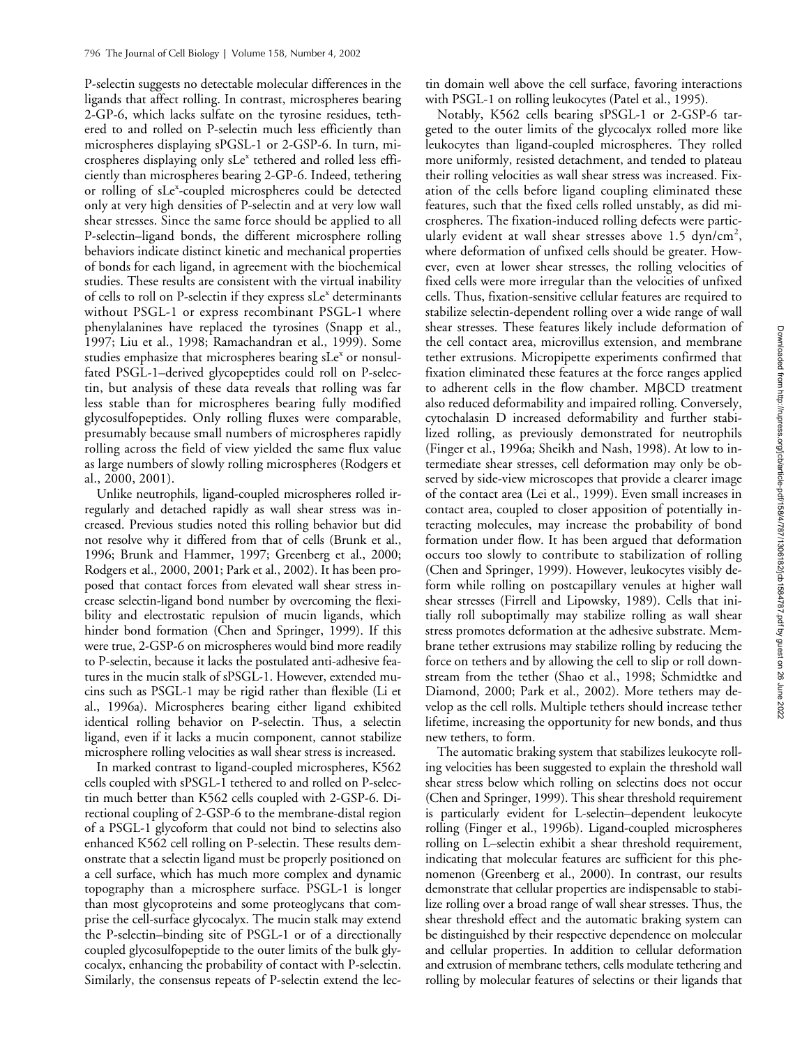P-selectin suggests no detectable molecular differences in the ligands that affect rolling. In contrast, microspheres bearing 2-GP-6, which lacks sulfate on the tyrosine residues, tethered to and rolled on P-selectin much less efficiently than microspheres displaying sPGSL-1 or 2-GSP-6. In turn, microspheres displaying only sLe$^x$ tethered and rolled less efficiently than microspheres bearing 2-GP-6. Indeed, tethering or rolling of sLe$^x$-coupled microspheres could be detected only at very high densities of P-selectin and at very low wall shear stresses. Since the same force should be applied to all P-selectin–ligand bonds, the different microsphere rolling behaviors indicate distinct kinetic and mechanical properties of bonds for each ligand, in agreement with the biochemical studies. These results are consistent with the virtual inability of cells to roll on P-selectin if they express sLe$^x$ determinants without PSGL-1 or express recombinant PSGL-1 where phenylalanines have replaced the tyrosines (Snapp et al., 1997; Liu et al., 1998; Ramachandran et al., 1999). Some studies emphasize that microspheres bearing sLe$^x$ or nonsulfated PSGL-1–derived glycopeptides could roll on P-selectin, but analysis of these data reveals that rolling was far less stable than for microspheres bearing fully modified glycosulfopeptides. Only rolling fluxes were comparable, presumably because small numbers of microspheres rapidly rolling across the field of view yielded the same flux value as large numbers of slowly rolling microspheres (Rodgers et al., 2000, 2001).

Unlike neutrophils, ligand-coupled microspheres rolled irregularly and detached rapidly as wall shear stress was increased. Previous studies noted this rolling behavior but did not resolve why it differed from that of cells (Brunk et al., 1996; Brunk and Hammer, 1997; Greenberg et al., 2000; Rodgers et al., 2000, 2001; Park et al., 2002). It has been proposed that contact forces from elevated wall shear stress increase selectin-ligand bond number by overcoming the flexibility and electrostatic repulsion of mucin ligands, which hinder bond formation (Chen and Springer, 1999). If this were true, 2-GSP-6 on microspheres would bind more readily to P-selectin, because it lacks the postulated anti-adhesive features in the mucin stalk of sPSGL-1. However, extended mucins such as PSGL-1 may be rigid rather than flexible (Li et al., 1996a). Microspheres bearing either ligand exhibited identical rolling behavior on P-selectin. Thus, a selectin ligand, even if it lacks a mucin component, cannot stabilize microsphere rolling velocities as wall shear stress is increased.

In marked contrast to ligand-coupled microspheres, K562 cells coupled with sPSGL-1 tethered to and rolled on P-selectin much better than K562 cells coupled with 2-GSP-6. Directional coupling of 2-GSP-6 to the membrane-distal region of a PSGL-1 glycoform that could not bind to selectins also enhanced K562 cell rolling on P-selectin. These results demonstrate that a selectin ligand must be properly positioned on a cell surface, which has much more complex and dynamic topography than a microsphere surface. PSGL-1 is longer than most glycoproteins and some proteoglycans that comprise the cell-surface glycocalyx. The mucin stalk may extend the P-selectin–binding site of PSGL-1 or of a directionally coupled glycosulfopeptide to the outer limits of the bulk glycocalyx, enhancing the probability of contact with P-selectin. Similarly, the consensus repeats of P-selectin extend the lectin domain well above the cell surface, favoring interactions with PSGL-1 on rolling leukocytes (Patel et al., 1995).

Notably, K562 cells bearing sPSGL-1 or 2-GSP-6 targeted to the outer limits of the glycocalyx rolled more like leukocytes than ligand-coupled microspheres. They rolled more uniformly, resisted detachment, and tended to plateau their rolling velocities as wall shear stress was increased. Fixation of the cells before ligand coupling eliminated these features, such that the fixed cells rolled unstably, as did microspheres. The fixation-induced rolling defects were particularly evident at wall shear stresses above 1.5 dyn/cm$^2$, where deformation of unfixed cells should be greater. However, even at lower shear stresses, the rolling velocities of fixed cells were more irregular than the velocities of unfixed cells. Thus, fixation-sensitive cellular features are required to stabilize selectin-dependent rolling over a wide range of wall shear stresses. These features likely include deformation of the cell contact area, microvillus extension, and membrane tether extrusions. Micropipette experiments confirmed that fixation eliminated these features at the force ranges applied to adherent cells in the flow chamber. MβCD treatment also reduced deformability and impaired rolling. Conversely, cytochalasin D increased deformability and further stabilized rolling, as previously demonstrated for neutrophils (Finger et al., 1996a; Sheikh and Nash, 1998). At low to intermediate shear stresses, cell deformation may only be observed by side-view microscopes that provide a clearer image of the contact area (Lei et al., 1999). Even small increases in contact area, coupled to closer apposition of potentially interacting molecules, may increase the probability of bond formation under flow. It has been argued that deformation occurs too slowly to contribute to stabilization of rolling (Chen and Springer, 1999). However, leukocytes visibly deform while rolling on postcapillary venules at higher wall shear stresses (Firrell and Lipowsky, 1989). Cells that initially roll suboptimally may stabilize rolling as wall shear stress promotes deformation at the adhesive substrate. Membrane tether extrusions may stabilize rolling by reducing the force on tethers and by allowing the cell to slip or roll downstream from the tether (Shao et al., 1998; Schmidtke and Diamond, 2000; Park et al., 2002). More tethers may develop as the cell rolls. Multiple tethers should increase tether lifetime, increasing the opportunity for new bonds, and thus new tethers, to form.

The automatic braking system that stabilizes leukocyte rolling velocities has been suggested to explain the threshold wall shear stress below which rolling on selectins does not occur (Chen and Springer, 1999). This shear threshold requirement is particularly evident for L-selectin–dependent leukocyte rolling (Finger et al., 1996b). Ligand-coupled microspheres rolling on L–selectin exhibit a shear threshold requirement, indicating that molecular features are sufficient for this phenomenon (Greenberg et al., 2000). In contrast, our results demonstrate that cellular properties are indispensable to stabilize rolling over a broad range of wall shear stresses. Thus, the shear threshold effect and the automatic braking system can be distinguished by their respective dependence on molecular and cellular properties. In addition to cellular deformation and extrusion of membrane tethers, cells modulate tethering and rolling by molecular features of selectins or their ligands that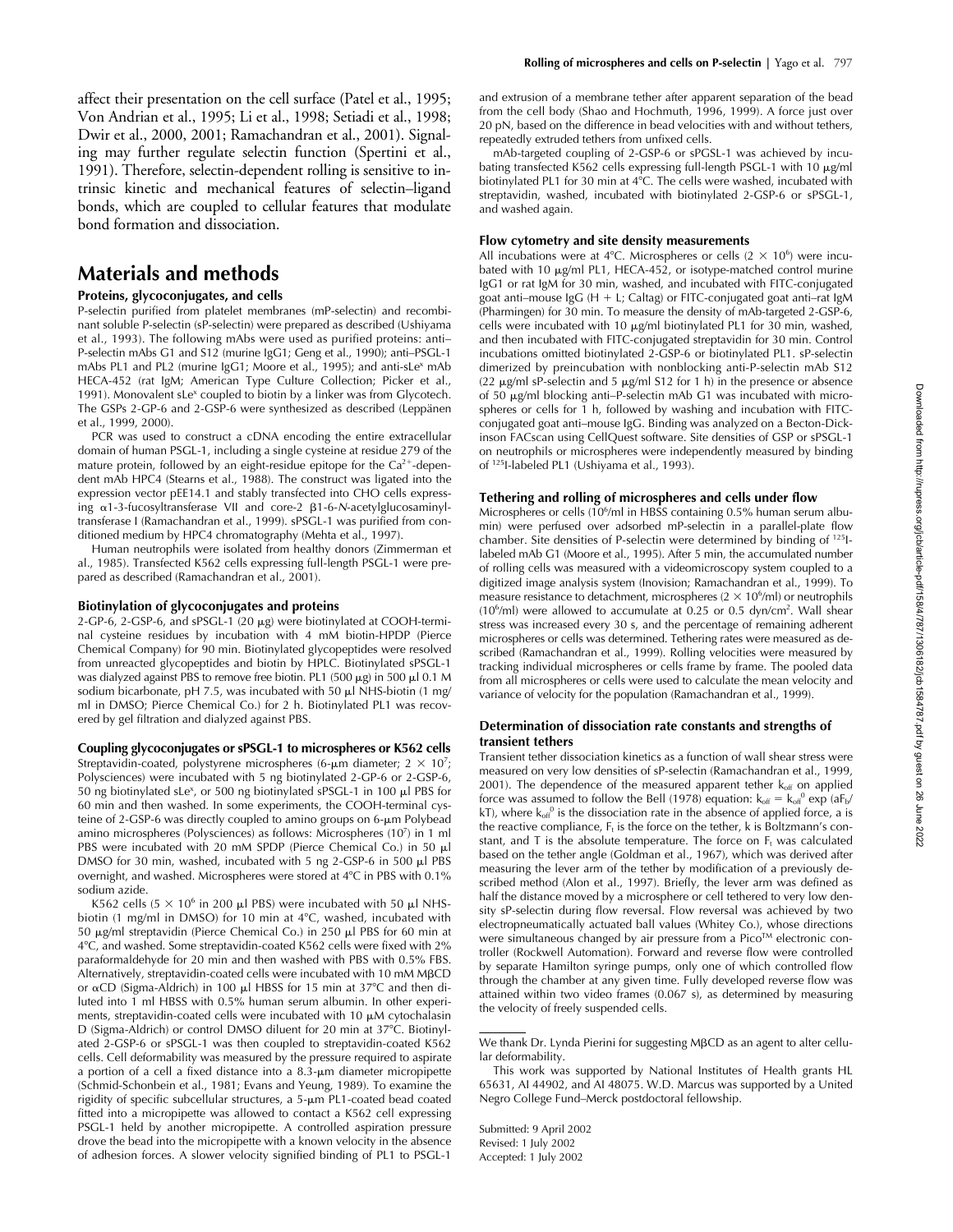affect their presentation on the cell surface (Patel et al., 1995; Von Andrian et al., 1995; Li et al., 1998; Setiadi et al., 1998; Dwir et al., 2000, 2001; Ramachandran et al., 2001). Signaling may further regulate selectin function (Spertini et al., 1991). Therefore, selectin-dependent rolling is sensitive to intrinsic kinetic and mechanical features of selectin–ligand bonds, which are coupled to cellular features that modulate bond formation and dissociation.

# Materials and methods

## Proteins, glycoconjugates, and cells

P-selectin purified from platelet membranes (mP-selectin) and recombinant soluble P-selectin (sP-selectin) were prepared as described (Ushiyama et al., 1993). The following mAbs were used as purified proteins: anti–P-selectin mAbs G1 and S12 (murine IgG1; Geng et al., 1990); anti–PSGL-1 mAbs PL1 and PL2 (murine IgG1; Moore et al., 1995); and anti-sLe$^x$ mAb HECA-452 (rat IgM; American Type Culture Collection; Picker et al., 1991). Monovalent sLe$^x$ coupled to biotin by a linker was from Glycotech. The GSPs 2-GP-6 and 2-GSP-6 were synthesized as described (Leppänen et al., 1999, 2000).

PCR was used to construct a cDNA encoding the entire extracellular domain of human PSGL-1, including a single cysteine at residue 279 of the mature protein, followed by an eight-residue epitope for the $Ca^{2+}$-dependent mAb HPC4 (Stearns et al., 1988). The construct was ligated into the expression vector pEE14.1 and stably transfected into CHO cells expressing α1-3-fucosyltransferase VII and core-2 β1-6-*N*-acetylglucosaminyltransferase I (Ramachandran et al., 1999). sPSGL-1 was purified from conditioned medium by HPC4 chromatography (Mehta et al., 1997).

Human neutrophils were isolated from healthy donors (Zimmerman et al., 1985). Transfected K562 cells expressing full-length PSGL-1 were prepared as described (Ramachandran et al., 2001).

## Biotinylation of glycoconjugates and proteins

2-GP-6, 2-GSP-6, and sPSGL-1 (20 μg) were biotinylated at COOH-terminal cysteine residues by incubation with 4 mM biotin-HPDP (Pierce Chemical Company) for 90 min. Biotinylated glycopeptides were resolved from unreacted glycopeptides and biotin by HPLC. Biotinylated sPSGL-1 was dialyzed against PBS to remove free biotin. PL1 (500 μg) in 500 μl 0.1 M sodium bicarbonate, pH 7.5, was incubated with 50 μl NHS-biotin (1 mg/ml in DMSO; Pierce Chemical Co.) for 2 h. Biotinylated PL1 was recovered by gel filtration and dialyzed against PBS.

## Coupling glycoconjugates or sPSGL-1 to microspheres or K562 cells

Streptavidin-coated, polystyrene microspheres (6-μm diameter; $2 \times 10^7$; Polysciences) were incubated with 5 ng biotinylated 2-GP-6 or 2-GSP-6, 50 ng biotinylated sLe$^x$, or 500 ng biotinylated sPSGL-1 in 100 μl PBS for 60 min and then washed. In some experiments, the COOH-terminal cysteine of 2-GSP-6 was directly coupled to amino groups on 6-μm Polybead amino microspheres (Polysciences) as follows: Microspheres ($10^7$) in 1 ml PBS were incubated with 20 mM SPDP (Pierce Chemical Co.) in 50 μl DMSO for 30 min, washed, incubated with 5 ng 2-GSP-6 in 500 μl PBS overnight, and washed. Microspheres were stored at 4°C in PBS with 0.1% sodium azide.

K562 cells ($5 \times 10^6$ in 200 μl PBS) were incubated with 50 μl NHS-biotin (1 mg/ml in DMSO) for 10 min at 4°C, washed, incubated with 50 μg/ml streptavidin (Pierce Chemical Co.) in 250 μl PBS for 60 min at 4°C, and washed. Some streptavidin-coated K562 cells were fixed with 2% paraformaldehyde for 20 min and then washed with PBS with 0.5% FBS. Alternatively, streptavidin-coated cells were incubated with 10 mM MβCD or αCD (Sigma-Aldrich) in 100 μl HBSS for 15 min at 37°C and then diluted into 1 ml HBSS with 0.5% human serum albumin. In other experiments, streptavidin-coated cells were incubated with 10 μM cytochalasin D (Sigma-Aldrich) or control DMSO diluent for 20 min at 37°C. Biotinylated 2-GSP-6 or sPSGL-1 was then coupled to streptavidin-coated K562 cells. Cell deformability was measured by the pressure required to aspirate a portion of a cell a fixed distance into a 8.3-μm diameter micropipette (Schmid-Schonbein et al., 1981; Evans and Yeung, 1989). To examine the rigidity of specific subcellular structures, a 5-μm PL1-coated bead coated fitted into a micropipette was allowed to contact a K562 cell expressing PSGL-1 held by another micropipette. A controlled aspiration pressure drove the bead into the micropipette with a known velocity in the absence of adhesion forces. A slower velocity signified binding of PL1 to PSGL-1 and extrusion of a membrane tether after apparent separation of the bead from the cell body (Shao and Hochmuth, 1996, 1999). A force just over 20 pN, based on the difference in bead velocities with and without tethers, repeatedly extruded tethers from unfixed cells.

mAb-targeted coupling of 2-GSP-6 or sPGSL-1 was achieved by incubating transfected K562 cells expressing full-length PSGL-1 with 10 μg/ml biotinylated PL1 for 30 min at 4°C. The cells were washed, incubated with streptavidin, washed, incubated with biotinylated 2-GSP-6 or sPSGL-1, and washed again.

## Flow cytometry and site density measurements

All incubations were at 4°C. Microspheres or cells ($2 \times 10^6$) were incubated with 10 μg/ml PL1, HECA-452, or isotype-matched control murine IgG1 or rat IgM for 30 min, washed, and incubated with FITC-conjugated goat anti–mouse IgG (H + L; Caltag) or FITC-conjugated goat anti–rat IgM (Pharmingen) for 30 min. To measure the density of mAb-targeted 2-GSP-6, cells were incubated with 10 μg/ml biotinylated PL1 for 30 min, washed, and then incubated with FITC-conjugated streptavidin for 30 min. Control incubations omitted biotinylated 2-GSP-6 or biotinylated PL1. sP-selectin dimerized by preincubation with nonblocking anti-P-selectin mAb S12 (22 μg/ml sP-selectin and 5 μg/ml S12 for 1 h) in the presence or absence of 50 μg/ml blocking anti–P-selectin mAb G1 was incubated with microspheres or cells for 1 h, followed by washing and incubation with FITC-conjugated goat anti–mouse IgG. Binding was analyzed on a Becton-Dickinson FACscan using CellQuest software. Site densities of GSP or sPSGL-1 on neutrophils or microspheres were independently measured by binding of $^{125}$I-labeled PL1 (Ushiyama et al., 1993).

## Tethering and rolling of microspheres and cells under flow

Microspheres or cells ($10^6$/ml in HBSS containing 0.5% human serum albumin) were perfused over adsorbed mP-selectin in a parallel-plate flow chamber. Site densities of P-selectin were determined by binding of $^{125}$I-labeled mAb G1 (Moore et al., 1995). After 5 min, the accumulated number of rolling cells was measured with a videomicroscopy system coupled to a digitized image analysis system (Inovision; Ramachandran et al., 1999). To measure resistance to detachment, microspheres ($2 \times 10^6$/ml) or neutrophils ($10^6$/ml) were allowed to accumulate at 0.25 or 0.5 dyn/cm$^2$. Wall shear stress was increased every 30 s, and the percentage of remaining adherent microspheres or cells was determined. Tethering rates were measured as described (Ramachandran et al., 1999). Rolling velocities were measured by tracking individual microspheres or cells frame by frame. The pooled data from all microspheres or cells were used to calculate the mean velocity and variance of velocity for the population (Ramachandran et al., 1999).

## Determination of dissociation rate constants and strengths of transient tethers

Transient tether dissociation kinetics as a function of wall shear stress were measured on very low densities of sP-selectin (Ramachandran et al., 1999, 2001). The dependence of the measured apparent tether $k_{off}$ on applied force was assumed to follow the Bell (1978) equation: $k_{off} = k_{off}^0 \exp(aF_b/kT)$, where $k_{off}^0$ is the dissociation rate in the absence of applied force, a is the reactive compliance, $F_t$ is the force on the tether, k is Boltzmann's constant, and T is the absolute temperature. The force on $F_t$ was calculated based on the tether angle (Goldman et al., 1967), which was derived after measuring the lever arm of the tether by modification of a previously described method (Alon et al., 1997). Briefly, the lever arm was defined as half the distance moved by a microsphere or cell tethered to very low density sP-selectin during flow reversal. Flow reversal was achieved by two electropneumatically actuated ball values (Whitey Co.), whose directions were simultaneous changed by air pressure from a Pico™ electronic controller (Rockwell Automation). Forward and reverse flow were controlled by separate Hamilton syringe pumps, only one of which controlled flow through the chamber at any given time. Fully developed reverse flow was attained within two video frames (0.067 s), as determined by measuring the velocity of freely suspended cells.

---

We thank Dr. Lynda Pierini for suggesting MβCD as an agent to alter cellular deformability.

This work was supported by National Institutes of Health grants HL 65631, AI 44902, and AI 48075. W.D. Marcus was supported by a United Negro College Fund–Merck postdoctoral fellowship.

Submitted: 9 April 2002
Revised: 1 July 2002
Accepted: 1 July 2002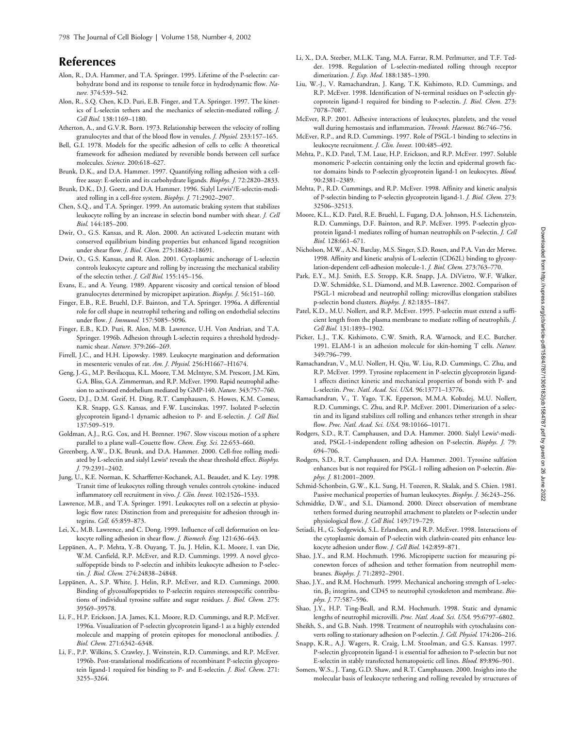## References

Alon, R., D.A. Hammer, and T.A. Springer. 1995. Lifetime of the P-selectin: carbohydrate bond and its response to tensile force in hydrodynamic flow. *Nature.* 374:539–542.

Alon, R., S.Q. Chen, K.D. Puri, E.B. Finger, and T.A. Springer. 1997. The kinetics of L-selectin tethers and the mechanics of selectin-mediated rolling. *J. Cell Biol.* 138:1169–1180.

Atherton, A., and G.V.R. Born. 1973. Relationship between the velocity of rolling granulocytes and that of the blood flow in venules. *J. Physiol.* 233:157–165.

Bell, G.I. 1978. Models for the specific adhesion of cells to cells: A theoretical framework for adhesion mediated by reversible bonds between cell surface molecules. *Science.* 200:618–627.

Brunk, D.K., and D.A. Hammer. 1997. Quantifying rolling adhesion with a cell-free assay: E-selectin and its carbohydrate ligands. *Biophys. J.* 72:2820–2833.

Brunk, D.K., D.J. Goetz, and D.A. Hammer. 1996. Sialyl Lewis$^x$/E-selectin-mediated rolling in a cell-free system. *Biophys. J.* 71:2902–2907.

Chen, S.Q., and T.A. Springer. 1999. An automatic braking system that stabilizes leukocyte rolling by an increase in selectin bond number with shear. *J. Cell Biol.* 144:185–200.

Dwir, O., G.S. Kansas, and R. Alon. 2000. An activated L-selectin mutant with conserved equilibrium binding properties but enhanced ligand recognition under shear flow. *J. Biol. Chem.* 275:18682–18691.

Dwir, O., G.S. Kansas, and R. Alon. 2001. Cytoplasmic anchorage of L-selectin controls leukocyte capture and rolling by increasing the mechanical stability of the selectin tether. *J. Cell Biol.* 155:145–156.

Evans, E., and A. Yeung. 1989. Apparent viscosity and cortical tension of blood granulocytes determined by micropipet aspiration. *Biophys. J.* 56:151–160.

Finger, E.B., R.E. Bruehl, D.F. Bainton, and T.A. Springer. 1996a. A differential role for cell shape in neutrophil tethering and rolling on endothelial selectins under flow. *J. Immunol.* 157:5085–5096.

Finger, E.B., K.D. Puri, R. Alon, M.B. Lawrence, U.H. Von Andrian, and T.A. Springer. 1996b. Adhesion through L-selectin requires a threshold hydrodynamic shear. *Nature.* 379:266–269.

Firrell, J.C., and H.H. Lipowsky. 1989. Leukocyte margination and deformation in mesenteric venules of rat. *Am. J. Physiol.* 256:H1667–H1674.

Geng, J.-G., M.P. Bevilacqua, K.L. Moore, T.M. McIntyre, S.M. Prescott, J.M. Kim, G.A. Bliss, G.A. Zimmerman, and R.P. McEver. 1990. Rapid neutrophil adhesion to activated endothelium mediated by GMP-140. *Nature.* 343:757–760.

Goetz, D.J., D.M. Greif, H. Ding, R.T. Camphausen, S. Howes, K.M. Comess, K.R. Snapp, G.S. Kansas, and F.W. Luscinskas. 1997. Isolated P-selectin glycoprotein ligand-1 dynamic adhesion to P- and E-selectin. *J. Cell Biol.* 137:509–519.

Goldman, A.J., R.G. Cox, and H. Brenner. 1967. Slow viscous motion of a sphere parallel to a plane wall–Couette flow. *Chem. Eng. Sci.* 22:653–660.

Greenberg, A.W., D.K. Brunk, and D.A. Hammer. 2000. Cell-free rolling mediated by L-selectin and sialyl Lewis$^x$ reveals the shear threshold effect. *Biophys. J.* 79:2391–2402.

Jung, U., K.E. Norman, K. Scharffetter-Kochanek, A.L. Beaudet, and K. Ley. 1998. Transit time of leukocytes rolling through venules controls cytokine- induced inflammatory cell recruitment in vivo. *J. Clin. Invest.* 102:1526–1533.

Lawrence, M.B., and T.A. Springer. 1991. Leukocytes roll on a selectin at physiologic flow rates: Distinction from and prerequisite for adhesion through integrins. *Cell.* 65:859–873.

Lei, X., M.B. Lawrence, and C. Dong. 1999. Influence of cell deformation on leukocyte rolling adhesion in shear flow. *J. Biomech. Eng.* 121:636–643.

Leppänen, A., P. Mehta, Y.-B. Ouyang, T. Ju, J. Helin, K.L. Moore, I. van Die, W.M. Canfield, R.P. McEver, and R.D. Cummings. 1999. A novel glycosulfopeptide binds to P-selectin and inhibits leukocyte adhesion to P-selectin. *J. Biol. Chem.* 274:24838–24848.

Leppänen, A., S.P. White, J. Helin, R.P. McEver, and R.D. Cummings. 2000. Binding of glycosulfopeptides to P-selectin requires stereospecific contributions of individual tyrosine sulfate and sugar residues. *J. Biol. Chem.* 275: 39569–39578.

Li, F., H.P. Erickson, J.A. James, K.L. Moore, R.D. Cummings, and R.P. McEver. 1996a. Visualization of P-selectin glycoprotein ligand-1 as a highly extended molecule and mapping of protein epitopes for monoclonal antibodies. *J. Biol. Chem.* 271:6342–6348.

Li, F., P.P. Wilkins, S. Crawley, J. Weinstein, R.D. Cummings, and R.P. McEver. 1996b. Post-translational modifications of recombinant P-selectin glycoprotein ligand-1 required for binding to P- and E-selectin. *J. Biol. Chem.* 271: 3255–3264.

Li, X., D.A. Steeber, M.L.K. Tang, M.A. Farrar, R.M. Perlmutter, and T.F. Tedder. 1998. Regulation of L-selectin-mediated rolling through receptor dimerization. *J. Exp. Med.* 188:1385–1390.

Liu, W.-J., V. Ramachandran, J. Kang, T.K. Kishimoto, R.D. Cummings, and R.P. McEver. 1998. Identification of N-terminal residues on P-selectin glycoprotein ligand-1 required for binding to P-selectin. *J. Biol. Chem.* 273: 7078–7087.

McEver, R.P. 2001. Adhesive interactions of leukocytes, platelets, and the vessel wall during hemostasis and inflammation. *Thromb. Haemost.* 86:746–756.

McEver, R.P., and R.D. Cummings. 1997. Role of PSGL-1 binding to selectins in leukocyte recruitment. *J. Clin. Invest.* 100:485–492.

Mehta, P., K.D. Patel, T.M. Laue, H.P. Erickson, and R.P. McEver. 1997. Soluble monomeric P-selectin containing only the lectin and epidermal growth factor domains binds to P-selectin glycoprotein ligand-1 on leukocytes. *Blood.* 90:2381–2389.

Mehta, P., R.D. Cummings, and R.P. McEver. 1998. Affinity and kinetic analysis of P-selectin binding to P-selectin glycoprotein ligand-1. *J. Biol. Chem.* 273: 32506–32513.

Moore, K.L., K.D. Patel, R.E. Bruehl, L. Fugang, D.A. Johnson, H.S. Lichenstein, R.D. Cummings, D.F. Bainton, and R.P. McEver. 1995. P-selectin glycoprotein ligand-1 mediates rolling of human neutrophils on P-selectin. *J. Cell Biol.* 128:661–671.

Nicholson, M.W., A.N. Barclay, M.S. Singer, S.D. Rosen, and P.A. Van der Merwe. 1998. Affinity and kinetic analysis of L-selectin (CD62L) binding to glycosylation-dependent cell-adhesion molecule-1. *J. Biol. Chem.* 273:763–770.

Park, E.Y., M.J. Smith, E.S. Stropp, K.R. Snapp, J.A. DiVietro, W.F. Walker, D.W. Schmidtke, S.L. Diamond, and M.B. Lawrence. 2002. Comparison of PSGL-1 microbead and neutrophil rolling: microvillus elongation stabilizes p-selectin bond clusters. *Biophys. J.* 82:1835–1847.

Patel, K.D., M.U. Nollert, and R.P. McEver. 1995. P-selectin must extend a sufficient length from the plasma membrane to mediate rolling of neutrophils. *J. Cell Biol.* 131:1893–1902.

Picker, L.J., T.K. Kishimoto, C.W. Smith, R.A. Warnock, and E.C. Butcher. 1991. ELAM-1 is an adhesion molecule for skin-homing T cells. *Nature.* 349:796–799.

Ramachandran, V., M.U. Nollert, H. Qiu, W. Liu, R.D. Cummings, C. Zhu, and R.P. McEver. 1999. Tyrosine replacement in P-selectin glycoprotein ligand-1 affects distinct kinetic and mechanical properties of bonds with P- and L-selectin. *Proc. Natl. Acad. Sci. USA.* 96:13771–13776.

Ramachandran, V., T. Yago, T.K. Epperson, M.M.A. Kobzdej, M.U. Nollert, R.D. Cummings, C. Zhu, and R.P. McEver. 2001. Dimerization of a selectin and its ligand stabilizes cell rolling and enhances tether strength in shear flow. *Proc. Natl. Acad. Sci. USA.* 98:10166–10171.

Rodgers, S.D., R.T. Camphausen, and D.A. Hammer. 2000. Sialyl Lewis$^x$-mediated, PSGL-1-independent rolling adhesion on P-selectin. *Biophys. J.* 79: 694–706.

Rodgers, S.D., R.T. Camphausen, and D.A. Hammer. 2001. Tyrosine sulfation enhances but is not required for PSGL-1 rolling adhesion on P-selectin. *Biophys. J.* 81:2001–2009.

Schmid-Schonbein, G.W., K.L. Sung, H. Tozeren, R. Skalak, and S. Chien. 1981. Passive mechanical properties of human leukocytes. *Biophys. J.* 36:243–256.

Schmidtke, D.W., and S.L. Diamond. 2000. Direct observation of membrane tethers formed during neutrophil attachment to platelets or P-selectin under physiological flow. *J. Cell Biol.* 149:719–729.

Setiadi, H., G. Sedgewick, S.L. Erlandsen, and R.P. McEver. 1998. Interactions of the cytoplasmic domain of P-selectin with clathrin-coated pits enhance leukocyte adhesion under flow. *J. Cell Biol.* 142:859–871.

Shao, J.Y., and R.M. Hochmuth. 1996. Micropipette suction for measuring piconewton forces of adhesion and tether formation from neutrophil membranes. *Biophys. J.* 71:2892–2901.

Shao, J.Y., and R.M. Hochmuth. 1999. Mechanical anchoring strength of L-selectin, $\beta_2$ integrins, and CD45 to neutrophil cytoskeleton and membrane. *Biophys. J.* 77:587–596.

Shao, J.Y., H.P. Ting-Beall, and R.M. Hochmuth. 1998. Static and dynamic lengths of neutrophil microvilli. *Proc. Natl. Acad. Sci. USA.* 95:6797–6802.

Sheikh, S., and G.B. Nash. 1998. Treatment of neutrophils with cytochalasins converts rolling to stationary adhesion on P-selectin. *J. Cell. Physiol.* 174:206–216.

Snapp, K.R., A.J. Wagers, R. Craig, L.M. Stoolman, and G.S. Kansas. 1997. P-selectin glycoprotein ligand-1 is essential for adhesion to P-selectin but not E-selectin in stably transfected hematopoietic cell lines. *Blood.* 89:896–901.

Somers, W.S., J. Tang, G.D. Shaw, and R.T. Camphausen. 2000. Insights into the molecular basis of leukocyte tethering and rolling revealed by structures of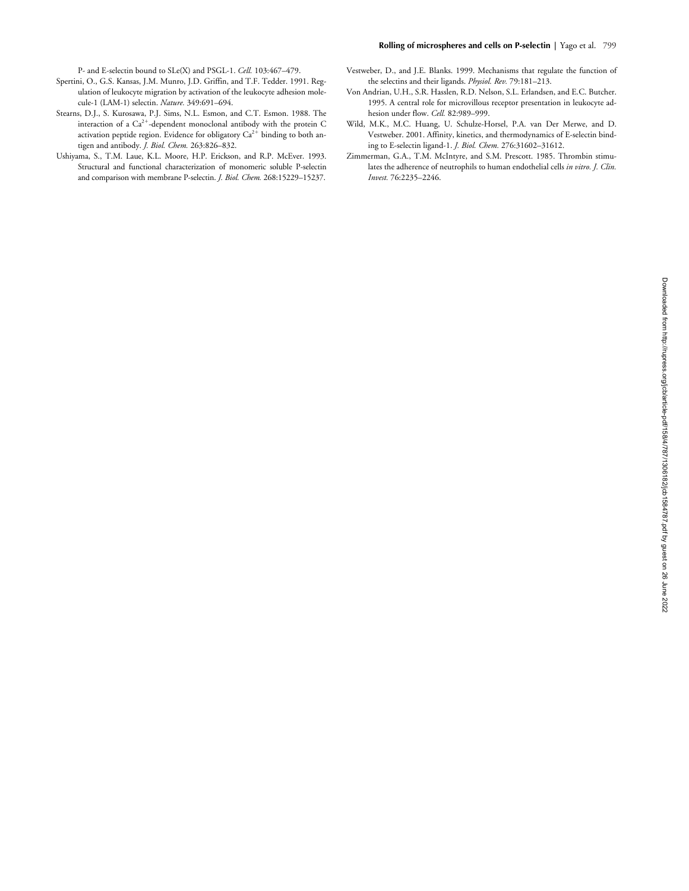P- and E-selectin bound to SLe(X) and PSGL-1. *Cell.* 103:467–479.

Spertini, O., G.S. Kansas, J.M. Munro, J.D. Griffin, and T.F. Tedder. 1991. Regulation of leukocyte migration by activation of the leukocyte adhesion molecule-1 (LAM-1) selectin. *Nature.* 349:691–694.

Stearns, D.J., S. Kurosawa, P.J. Sims, N.L. Esmon, and C.T. Esmon. 1988. The interaction of a $Ca^{2+}$-dependent monoclonal antibody with the protein C activation peptide region. Evidence for obligatory $Ca^{2+}$ binding to both antigen and antibody. *J. Biol. Chem.* 263:826–832.

Ushiyama, S., T.M. Laue, K.L. Moore, H.P. Erickson, and R.P. McEver. 1993. Structural and functional characterization of monomeric soluble P-selectin and comparison with membrane P-selectin. *J. Biol. Chem.* 268:15229–15237.

Vestweber, D., and J.E. Blanks. 1999. Mechanisms that regulate the function of the selectins and their ligands. *Physiol. Rev.* 79:181–213.

Von Andrian, U.H., S.R. Hasslen, R.D. Nelson, S.L. Erlandsen, and E.C. Butcher. 1995. A central role for microvillous receptor presentation in leukocyte adhesion under flow. *Cell.* 82:989–999.

Wild, M.K., M.C. Huang, U. Schulze-Horsel, P.A. van Der Merwe, and D. Vestweber. 2001. Affinity, kinetics, and thermodynamics of E-selectin binding to E-selectin ligand-1. *J. Biol. Chem.* 276:31602–31612.

Zimmerman, G.A., T.M. McIntyre, and S.M. Prescott. 1985. Thrombin stimulates the adherence of neutrophils to human endothelial cells *in vitro*. *J. Clin. Invest.* 76:2235–2246.